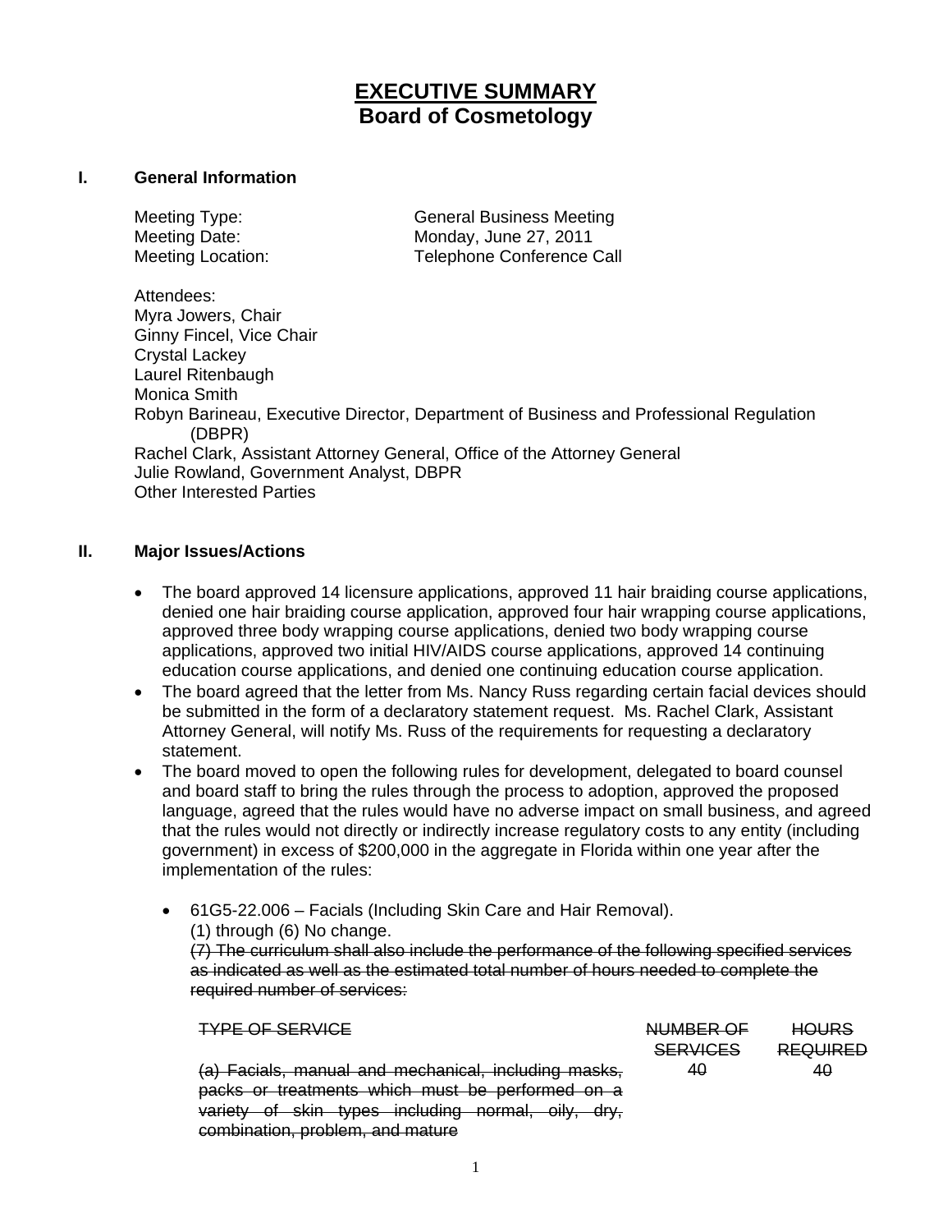# EXECUTIVE SUMMARY
## Board of Cosmetology

**I. General Information**

Meeting Type: General Business Meeting
Meeting Date: Monday, June 27, 2011
Meeting Location: Telephone Conference Call

Attendees:
Myra Jowers, Chair
Ginny Fincel, Vice Chair
Crystal Lackey
Laurel Ritenbaugh
Monica Smith
Robyn Barineau, Executive Director, Department of Business and Professional Regulation (DBPR)
Rachel Clark, Assistant Attorney General, Office of the Attorney General
Julie Rowland, Government Analyst, DBPR
Other Interested Parties

**II. Major Issues/Actions**

- The board approved 14 licensure applications, approved 11 hair braiding course applications, denied one hair braiding course application, approved four hair wrapping course applications, approved three body wrapping course applications, denied two body wrapping course applications, approved two initial HIV/AIDS course applications, approved 14 continuing education course applications, and denied one continuing education course application.
- The board agreed that the letter from Ms. Nancy Russ regarding certain facial devices should be submitted in the form of a declaratory statement request. Ms. Rachel Clark, Assistant Attorney General, will notify Ms. Russ of the requirements for requesting a declaratory statement.
- The board moved to open the following rules for development, delegated to board counsel and board staff to bring the rules through the process to adoption, approved the proposed language, agreed that the rules would have no adverse impact on small business, and agreed that the rules would not directly or indirectly increase regulatory costs to any entity (including government) in excess of $200,000 in the aggregate in Florida within one year after the implementation of the rules:

  - 61G5-22.006 – Facials (Including Skin Care and Hair Removal).
    (1) through (6) No change.
    ~~(7) The curriculum shall also include the performance of the following specified services as indicated as well as the estimated total number of hours needed to complete the required number of services:~~

| ~~TYPE OF SERVICE~~ | ~~NUMBER OF SERVICES~~ | ~~HOURS REQUIRED~~ |
|---|---|---|
| ~~(a) Facials, manual and mechanical, including masks, packs or treatments which must be performed on a variety of skin types including normal, oily, dry, combination, problem, and mature~~ | ~~40~~ | ~~40~~ |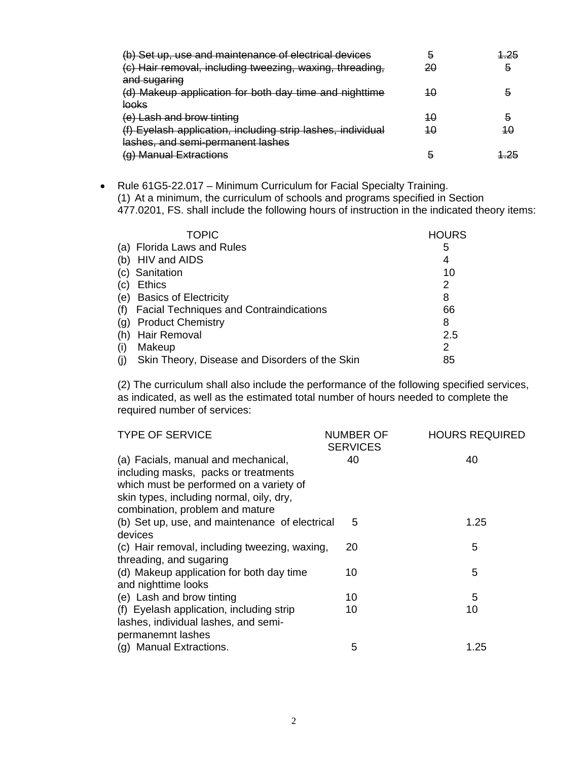| | | |
|---|---|---|
| ~~(b) Set up, use and maintenance of electrical devices~~ | ~~5~~ | ~~1.25~~ |
| ~~(c) Hair removal, including tweezing, waxing, threading, and sugaring~~ | ~~20~~ | ~~5~~ |
| ~~(d) Makeup application for both day time and nighttime looks~~ | ~~10~~ | ~~5~~ |
| ~~(e) Lash and brow tinting~~ | ~~10~~ | ~~5~~ |
| ~~(f) Eyelash application, including strip lashes, individual lashes, and semi-permanent lashes~~ | ~~10~~ | ~~10~~ |
| ~~(g) Manual Extractions~~ | ~~5~~ | ~~1.25~~ |

- Rule 61G5-22.017 – Minimum Curriculum for Facial Specialty Training.
  (1) At a minimum, the curriculum of schools and programs specified in Section 477.0201, FS. shall include the following hours of instruction in the indicated theory items:

| TOPIC | HOURS |
|---|---|
| (a) Florida Laws and Rules | 5 |
| (b) HIV and AIDS | 4 |
| (c) Sanitation | 10 |
| (c) Ethics | 2 |
| (e) Basics of Electricity | 8 |
| (f) Facial Techniques and Contraindications | 66 |
| (g) Product Chemistry | 8 |
| (h) Hair Removal | 2.5 |
| (i) Makeup | 2 |
| (j) Skin Theory, Disease and Disorders of the Skin | 85 |

  (2) The curriculum shall also include the performance of the following specified services, as indicated, as well as the estimated total number of hours needed to complete the required number of services:

| TYPE OF SERVICE | NUMBER OF SERVICES | HOURS REQUIRED |
|---|---|---|
| (a) Facials, manual and mechanical, including masks, packs or treatments which must be performed on a variety of skin types, including normal, oily, dry, combination, problem and mature | 40 | 40 |
| (b) Set up, use, and maintenance of electrical devices | 5 | 1.25 |
| (c) Hair removal, including tweezing, waxing, threading, and sugaring | 20 | 5 |
| (d) Makeup application for both day time and nighttime looks | 10 | 5 |
| (e) Lash and brow tinting | 10 | 5 |
| (f) Eyelash application, including strip lashes, individual lashes, and semi-permanemnt lashes | 10 | 10 |
| (g) Manual Extractions. | 5 | 1.25 |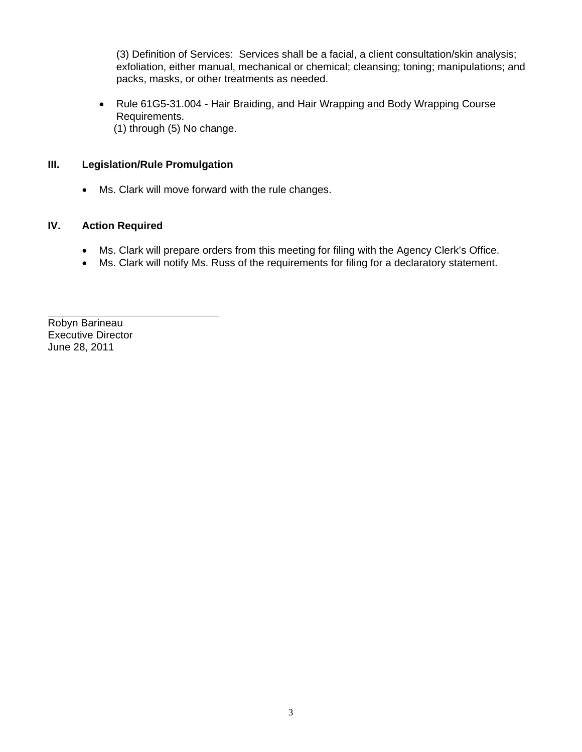(3) Definition of Services: Services shall be a facial, a client consultation/skin analysis; exfoliation, either manual, mechanical or chemical; cleansing; toning; manipulations; and packs, masks, or other treatments as needed.

- Rule 61G5-31.004 - Hair Braiding<u>,</u> ~~and~~ Hair Wrapping <u>and Body Wrapping</u> Course Requirements.
  (1) through (5) No change.

## III. Legislation/Rule Promulgation

- Ms. Clark will move forward with the rule changes.

## IV. Action Required

- Ms. Clark will prepare orders from this meeting for filing with the Agency Clerk's Office.
- Ms. Clark will notify Ms. Russ of the requirements for filing for a declaratory statement.

\_\_\_\_\_\_\_\_\_\_\_\_\_\_\_\_\_\_\_\_\_\_\_\_\_\_\_\_\_\_\_\_

Robyn Barineau
Executive Director
June 28, 2011